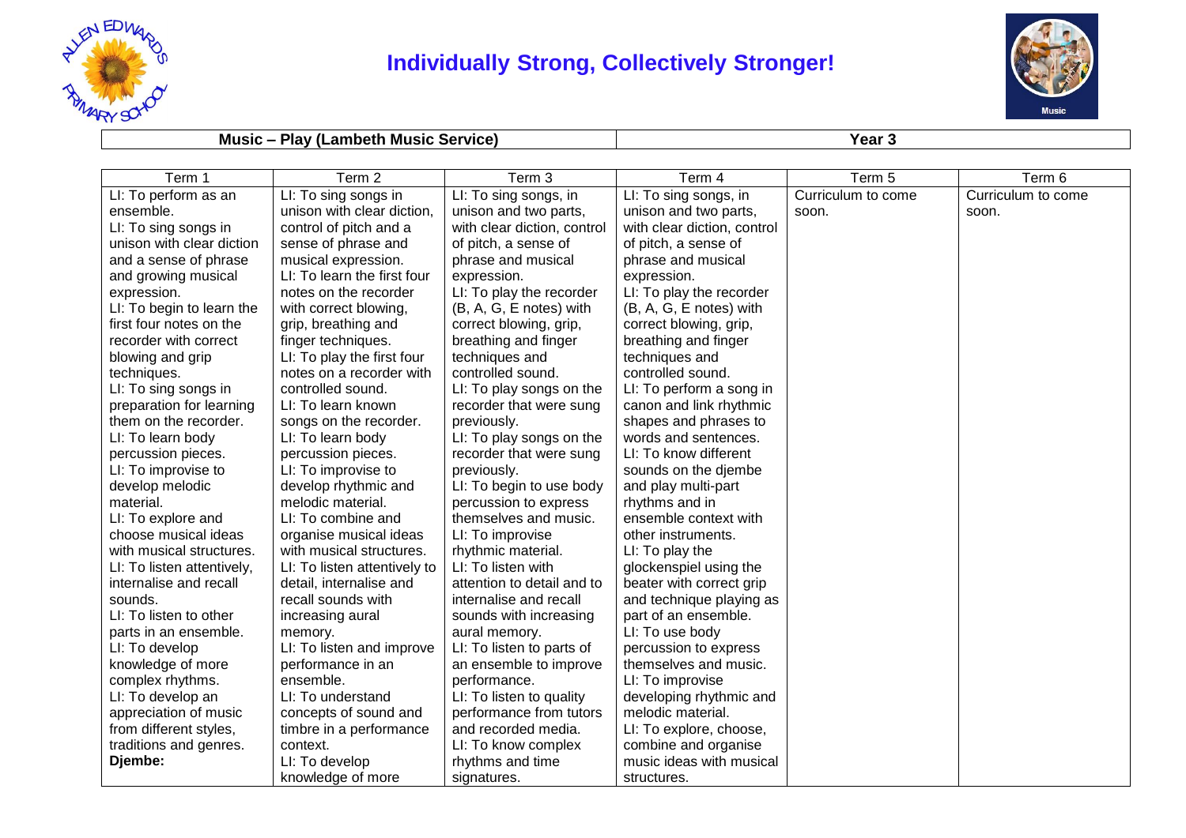# Individually Strong, Collectively Stronger!

| Music – Play (Lambeth Music Service) | Year 3 |
|---|---|

| Term 1 | Term 2 | Term 3 | Term 4 | Term 5 | Term 6 |
|---|---|---|---|---|---|
| LI: To perform as an ensemble.<br>LI: To sing songs in unison with clear diction and a sense of phrase and growing musical expression.<br>LI: To begin to learn the first four notes on the recorder with correct blowing and grip techniques.<br>LI: To sing songs in preparation for learning them on the recorder.<br>LI: To learn body percussion pieces.<br>LI: To improvise to develop melodic material.<br>LI: To explore and choose musical ideas with musical structures.<br>LI: To listen attentively, internalise and recall sounds.<br>LI: To listen to other parts in an ensemble.<br>LI: To develop knowledge of more complex rhythms.<br>LI: To develop an appreciation of music from different styles, traditions and genres.<br>**Djembe:** | LI: To sing songs in unison with clear diction, control of pitch and a sense of phrase and musical expression.<br>LI: To learn the first four notes on the recorder with correct blowing, grip, breathing and finger techniques.<br>LI: To play the first four notes on a recorder with controlled sound.<br>LI: To learn known songs on the recorder.<br>LI: To learn body percussion pieces.<br>LI: To improvise to develop rhythmic and melodic material.<br>LI: To combine and organise musical ideas with musical structures.<br>LI: To listen attentively to detail, internalise and recall sounds with increasing aural memory.<br>LI: To listen and improve performance in an ensemble.<br>LI: To understand concepts of sound and timbre in a performance context.<br>LI: To develop knowledge of more | LI: To sing songs, in unison and two parts, with clear diction, control of pitch, a sense of phrase and musical expression.<br>LI: To play the recorder (B, A, G, E notes) with correct blowing, grip, breathing and finger techniques and controlled sound.<br>LI: To play songs on the recorder that were sung previously.<br>LI: To play songs on the recorder that were sung previously.<br>LI: To begin to use body percussion to express themselves and music.<br>LI: To improvise rhythmic material.<br>LI: To listen with attention to detail and to internalise and recall sounds with increasing aural memory.<br>LI: To listen to parts of an ensemble to improve performance.<br>LI: To listen to quality performance from tutors and recorded media.<br>LI: To know complex rhythms and time signatures. | LI: To sing songs, in unison and two parts, with clear diction, control of pitch, a sense of phrase and musical expression.<br>LI: To play the recorder (B, A, G, E notes) with correct blowing, grip, breathing and finger techniques and controlled sound.<br>LI: To perform a song in canon and link rhythmic shapes and phrases to words and sentences.<br>LI: To know different sounds on the djembe and play multi-part rhythms and in ensemble context with other instruments.<br>LI: To play the glockenspiel using the beater with correct grip and technique playing as part of an ensemble.<br>LI: To use body percussion to express themselves and music.<br>LI: To improvise developing rhythmic and melodic material.<br>LI: To explore, choose, combine and organise music ideas with musical structures. | Curriculum to come soon. | Curriculum to come soon. |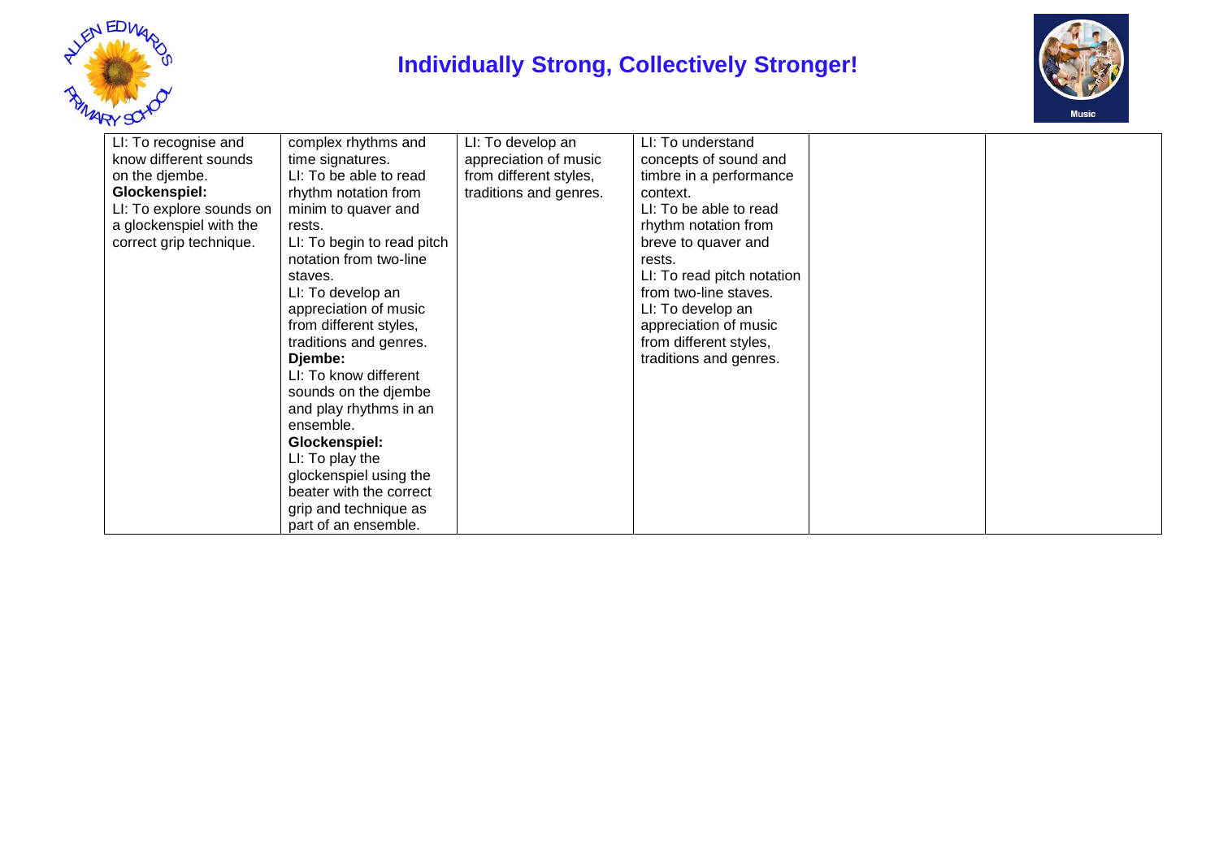# Individually Strong, Collectively Stronger!

| | | | | | |
|---|---|---|---|---|---|
| LI: To recognise and know different sounds on the djembe.<br>**Glockenspiel:**<br>LI: To explore sounds on a glockenspiel with the correct grip technique. | complex rhythms and time signatures.<br>LI: To be able to read rhythm notation from minim to quaver and rests.<br>LI: To begin to read pitch notation from two-line staves.<br>LI: To develop an appreciation of music from different styles, traditions and genres.<br>**Djembe:**<br>LI: To know different sounds on the djembe and play rhythms in an ensemble.<br>**Glockenspiel:**<br>LI: To play the glockenspiel using the beater with the correct grip and technique as part of an ensemble. | LI: To develop an appreciation of music from different styles, traditions and genres. | LI: To understand concepts of sound and timbre in a performance context.<br>LI: To be able to read rhythm notation from breve to quaver and rests.<br>LI: To read pitch notation from two-line staves.<br>LI: To develop an appreciation of music from different styles, traditions and genres. | | |